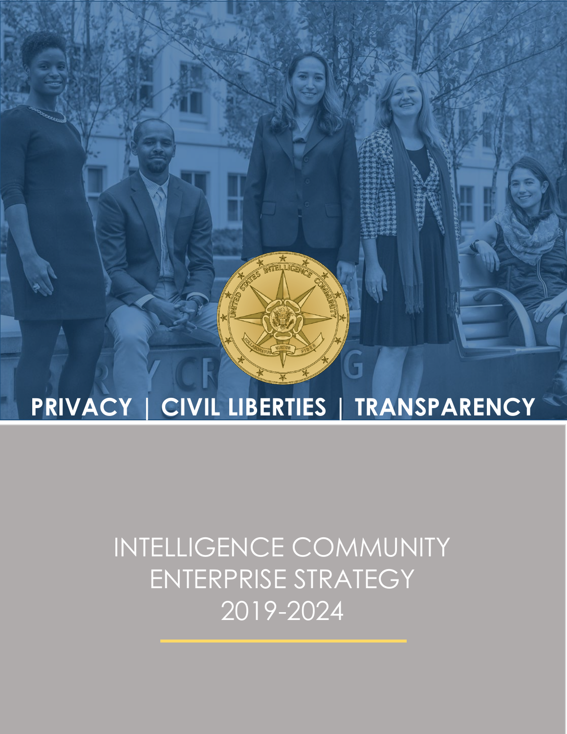**PRIVACY | CIVIL LIBERTIES | TRANSPARENCY**

# INTELLIGENCE COMMUNITY ENTERPRISE STRATEGY 2019-2024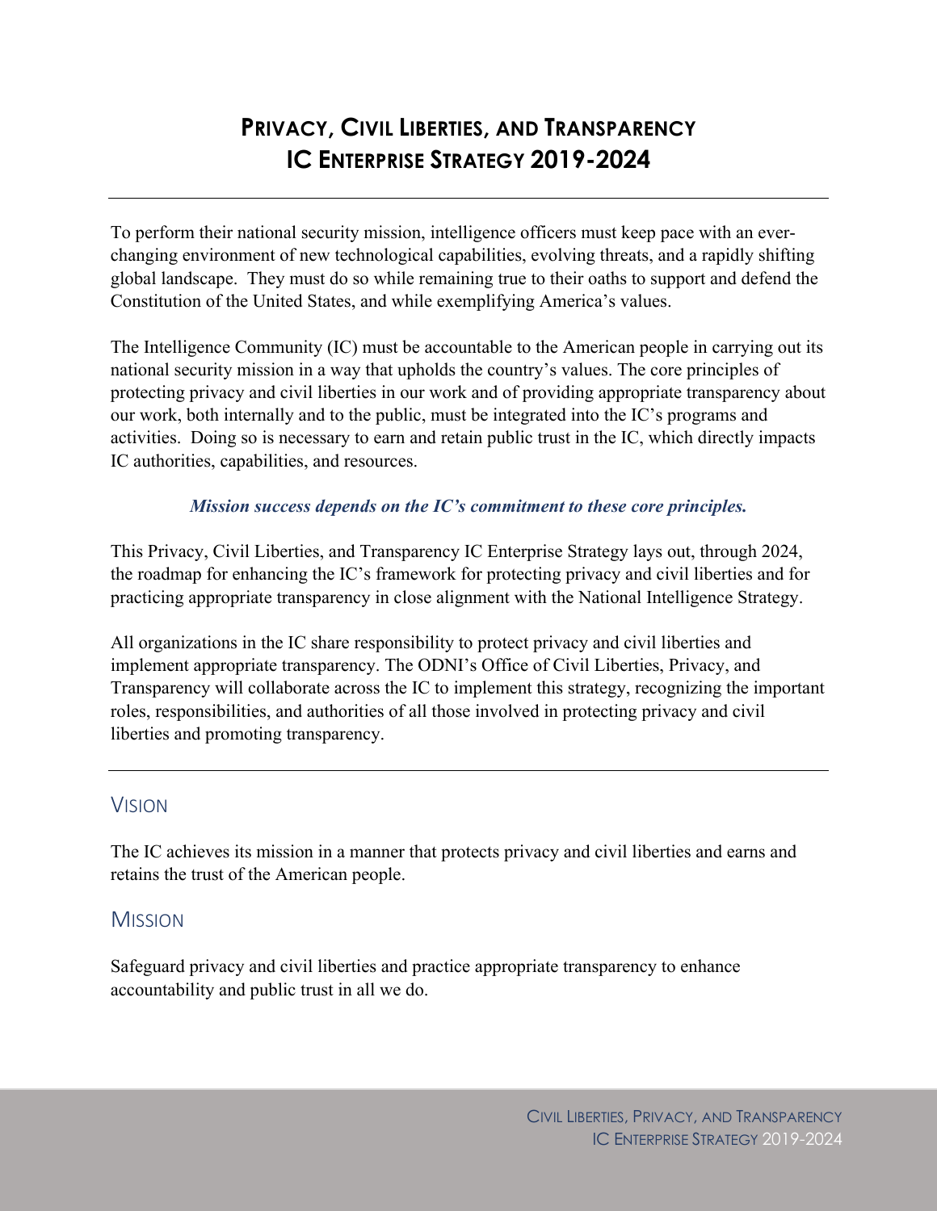# Privacy, Civil Liberties, and Transparency IC Enterprise Strategy 2019-2024

To perform their national security mission, intelligence officers must keep pace with an ever-changing environment of new technological capabilities, evolving threats, and a rapidly shifting global landscape. They must do so while remaining true to their oaths to support and defend the Constitution of the United States, and while exemplifying America's values.

The Intelligence Community (IC) must be accountable to the American people in carrying out its national security mission in a way that upholds the country's values. The core principles of protecting privacy and civil liberties in our work and of providing appropriate transparency about our work, both internally and to the public, must be integrated into the IC's programs and activities. Doing so is necessary to earn and retain public trust in the IC, which directly impacts IC authorities, capabilities, and resources.

***Mission success depends on the IC's commitment to these core principles.***

This Privacy, Civil Liberties, and Transparency IC Enterprise Strategy lays out, through 2024, the roadmap for enhancing the IC's framework for protecting privacy and civil liberties and for practicing appropriate transparency in close alignment with the National Intelligence Strategy.

All organizations in the IC share responsibility to protect privacy and civil liberties and implement appropriate transparency. The ODNI's Office of Civil Liberties, Privacy, and Transparency will collaborate across the IC to implement this strategy, recognizing the important roles, responsibilities, and authorities of all those involved in protecting privacy and civil liberties and promoting transparency.

## Vision

The IC achieves its mission in a manner that protects privacy and civil liberties and earns and retains the trust of the American people.

## Mission

Safeguard privacy and civil liberties and practice appropriate transparency to enhance accountability and public trust in all we do.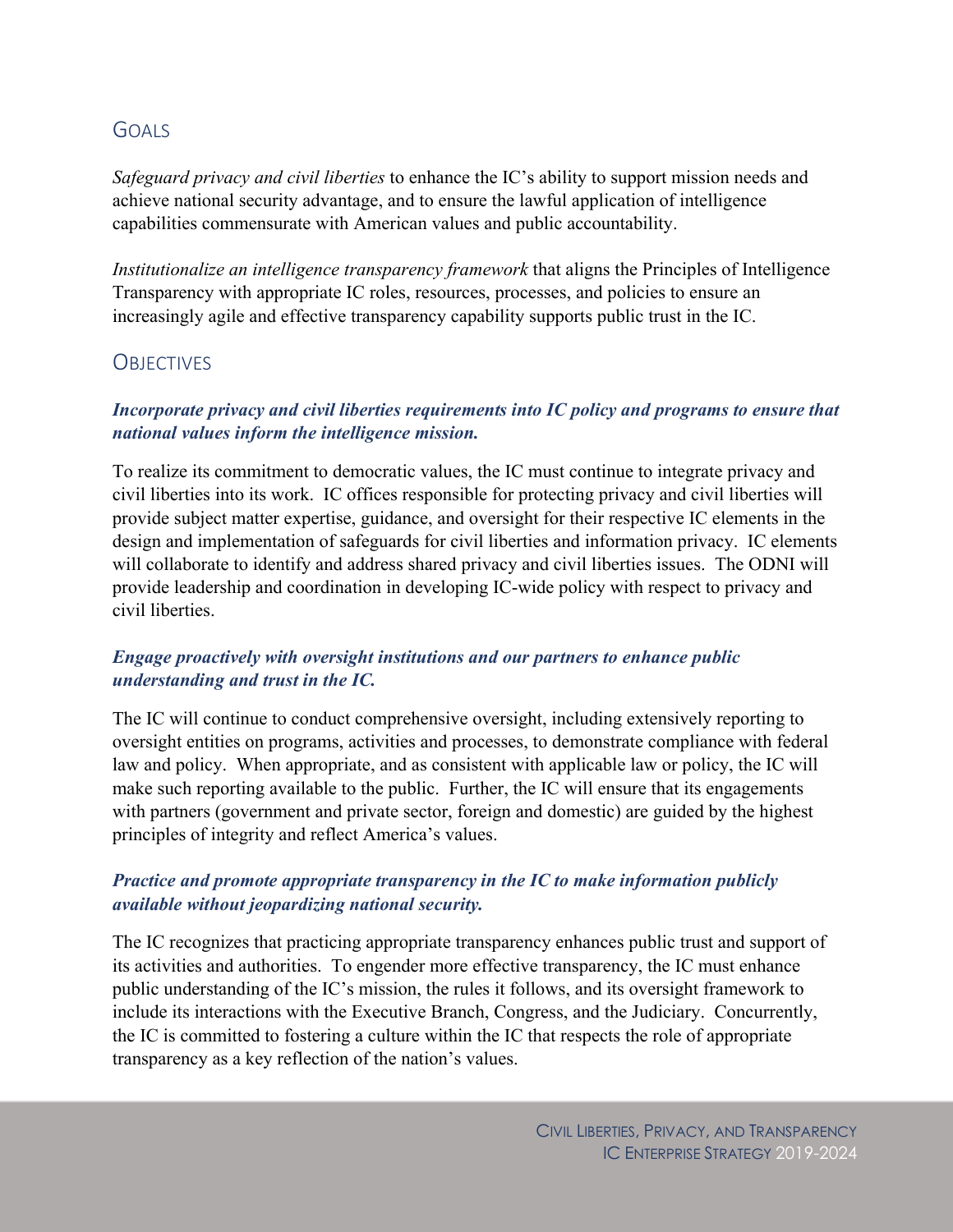## Goals

*Safeguard privacy and civil liberties* to enhance the IC's ability to support mission needs and achieve national security advantage, and to ensure the lawful application of intelligence capabilities commensurate with American values and public accountability.

*Institutionalize an intelligence transparency framework* that aligns the Principles of Intelligence Transparency with appropriate IC roles, resources, processes, and policies to ensure an increasingly agile and effective transparency capability supports public trust in the IC.

## Objectives

### *Incorporate privacy and civil liberties requirements into IC policy and programs to ensure that national values inform the intelligence mission.*

To realize its commitment to democratic values, the IC must continue to integrate privacy and civil liberties into its work. IC offices responsible for protecting privacy and civil liberties will provide subject matter expertise, guidance, and oversight for their respective IC elements in the design and implementation of safeguards for civil liberties and information privacy. IC elements will collaborate to identify and address shared privacy and civil liberties issues. The ODNI will provide leadership and coordination in developing IC-wide policy with respect to privacy and civil liberties.

### *Engage proactively with oversight institutions and our partners to enhance public understanding and trust in the IC.*

The IC will continue to conduct comprehensive oversight, including extensively reporting to oversight entities on programs, activities and processes, to demonstrate compliance with federal law and policy. When appropriate, and as consistent with applicable law or policy, the IC will make such reporting available to the public. Further, the IC will ensure that its engagements with partners (government and private sector, foreign and domestic) are guided by the highest principles of integrity and reflect America's values.

### *Practice and promote appropriate transparency in the IC to make information publicly available without jeopardizing national security.*

The IC recognizes that practicing appropriate transparency enhances public trust and support of its activities and authorities. To engender more effective transparency, the IC must enhance public understanding of the IC's mission, the rules it follows, and its oversight framework to include its interactions with the Executive Branch, Congress, and the Judiciary. Concurrently, the IC is committed to fostering a culture within the IC that respects the role of appropriate transparency as a key reflection of the nation's values.